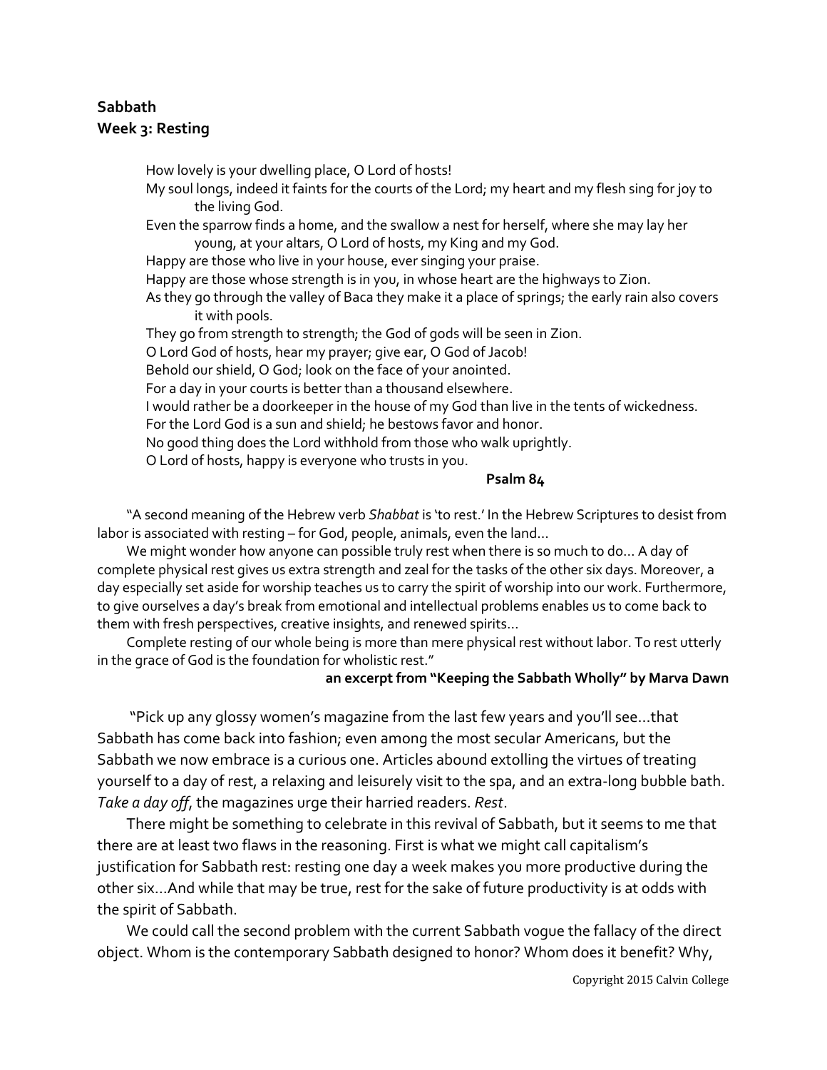**Sabbath**
**Week 3: Resting**

> How lovely is your dwelling place, O Lord of hosts!
> My soul longs, indeed it faints for the courts of the Lord; my heart and my flesh sing for joy to the living God.
> Even the sparrow finds a home, and the swallow a nest for herself, where she may lay her young, at your altars, O Lord of hosts, my King and my God.
> Happy are those who live in your house, ever singing your praise.
> Happy are those whose strength is in you, in whose heart are the highways to Zion.
> As they go through the valley of Baca they make it a place of springs; the early rain also covers it with pools.
> They go from strength to strength; the God of gods will be seen in Zion.
> O Lord God of hosts, hear my prayer; give ear, O God of Jacob!
> Behold our shield, O God; look on the face of your anointed.
> For a day in your courts is better than a thousand elsewhere.
> I would rather be a doorkeeper in the house of my God than live in the tents of wickedness.
> For the Lord God is a sun and shield; he bestows favor and honor.
> No good thing does the Lord withhold from those who walk uprightly.
> O Lord of hosts, happy is everyone who trusts in you.

**Psalm 84**

"A second meaning of the Hebrew verb *Shabbat* is 'to rest.' In the Hebrew Scriptures to desist from labor is associated with resting – for God, people, animals, even the land…

We might wonder how anyone can possible truly rest when there is so much to do… A day of complete physical rest gives us extra strength and zeal for the tasks of the other six days. Moreover, a day especially set aside for worship teaches us to carry the spirit of worship into our work. Furthermore, to give ourselves a day's break from emotional and intellectual problems enables us to come back to them with fresh perspectives, creative insights, and renewed spirits…

Complete resting of our whole being is more than mere physical rest without labor. To rest utterly in the grace of God is the foundation for wholistic rest."

**an excerpt from "Keeping the Sabbath Wholly" by Marva Dawn**

"Pick up any glossy women's magazine from the last few years and you'll see…that Sabbath has come back into fashion; even among the most secular Americans, but the Sabbath we now embrace is a curious one. Articles abound extolling the virtues of treating yourself to a day of rest, a relaxing and leisurely visit to the spa, and an extra-long bubble bath. *Take a day off*, the magazines urge their harried readers. *Rest*.

There might be something to celebrate in this revival of Sabbath, but it seems to me that there are at least two flaws in the reasoning. First is what we might call capitalism's justification for Sabbath rest: resting one day a week makes you more productive during the other six…And while that may be true, rest for the sake of future productivity is at odds with the spirit of Sabbath.

We could call the second problem with the current Sabbath vogue the fallacy of the direct object. Whom is the contemporary Sabbath designed to honor? Whom does it benefit? Why,

Copyright 2015 Calvin College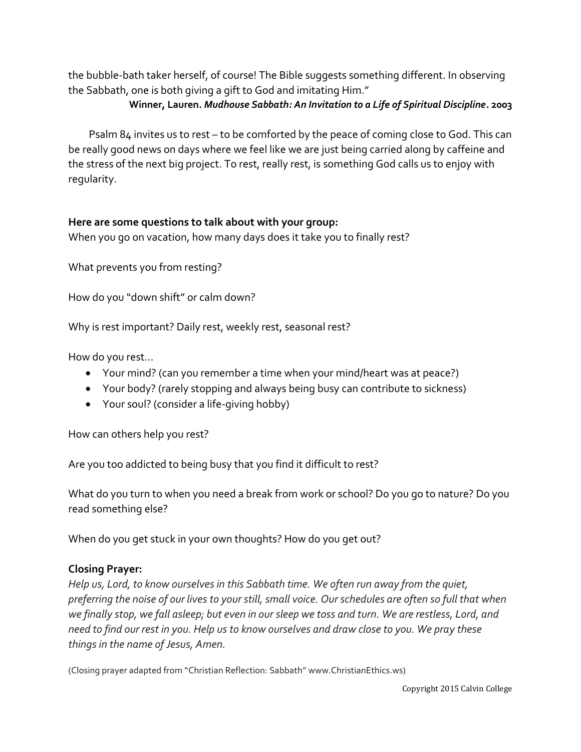the bubble-bath taker herself, of course! The Bible suggests something different. In observing the Sabbath, one is both giving a gift to God and imitating Him."

**Winner, Lauren. *Mudhouse Sabbath: An Invitation to a Life of Spiritual Discipline*. 2003**

Psalm 84 invites us to rest – to be comforted by the peace of coming close to God. This can be really good news on days where we feel like we are just being carried along by caffeine and the stress of the next big project. To rest, really rest, is something God calls us to enjoy with regularity.

**Here are some questions to talk about with your group:**

When you go on vacation, how many days does it take you to finally rest?

What prevents you from resting?

How do you "down shift" or calm down?

Why is rest important? Daily rest, weekly rest, seasonal rest?

How do you rest…

- Your mind? (can you remember a time when your mind/heart was at peace?)
- Your body? (rarely stopping and always being busy can contribute to sickness)
- Your soul? (consider a life-giving hobby)

How can others help you rest?

Are you too addicted to being busy that you find it difficult to rest?

What do you turn to when you need a break from work or school? Do you go to nature? Do you read something else?

When do you get stuck in your own thoughts? How do you get out?

**Closing Prayer:**

*Help us, Lord, to know ourselves in this Sabbath time. We often run away from the quiet, preferring the noise of our lives to your still, small voice. Our schedules are often so full that when we finally stop, we fall asleep; but even in our sleep we toss and turn. We are restless, Lord, and need to find our rest in you. Help us to know ourselves and draw close to you. We pray these things in the name of Jesus, Amen.*

(Closing prayer adapted from "Christian Reflection: Sabbath" www.ChristianEthics.ws)

Copyright 2015 Calvin College